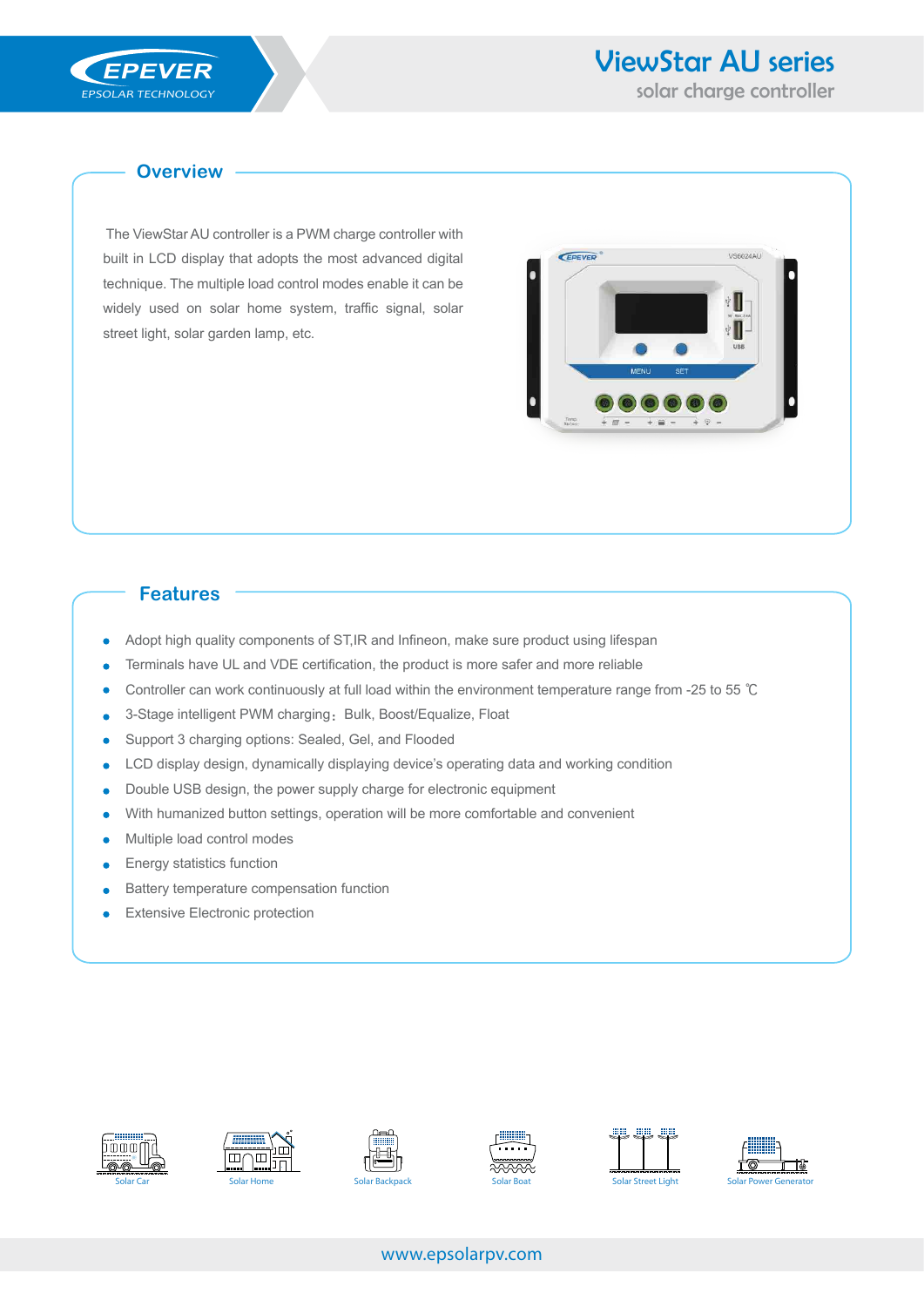# ViewStar AU series

solar charge controller

## Overview

The ViewStar AU controller is a PWM charge controller with built in LCD display that adopts the most advanced digital technique. The multiple load control modes enable it can be widely used on solar home system, traffic signal, solar street light, solar garden lamp, etc.

## Features

- Adopt high quality components of ST,IR and Infineon, make sure product using lifespan
- Terminals have UL and VDE certification, the product is more safer and more reliable
- Controller can work continuously at full load within the environment temperature range from -25 to 55 ℃
- 3-Stage intelligent PWM charging：Bulk, Boost/Equalize, Float
- Support 3 charging options: Sealed, Gel, and Flooded
- LCD display design, dynamically displaying device's operating data and working condition
- Double USB design, the power supply charge for electronic equipment
- With humanized button settings, operation will be more comfortable and convenient
- Multiple load control modes
- Energy statistics function
- Battery temperature compensation function
- Extensive Electronic protection

Solar Car | Solar Home | Solar Backpack | Solar Boat | Solar Street Light | Solar Power Generator

www.epsolarpv.com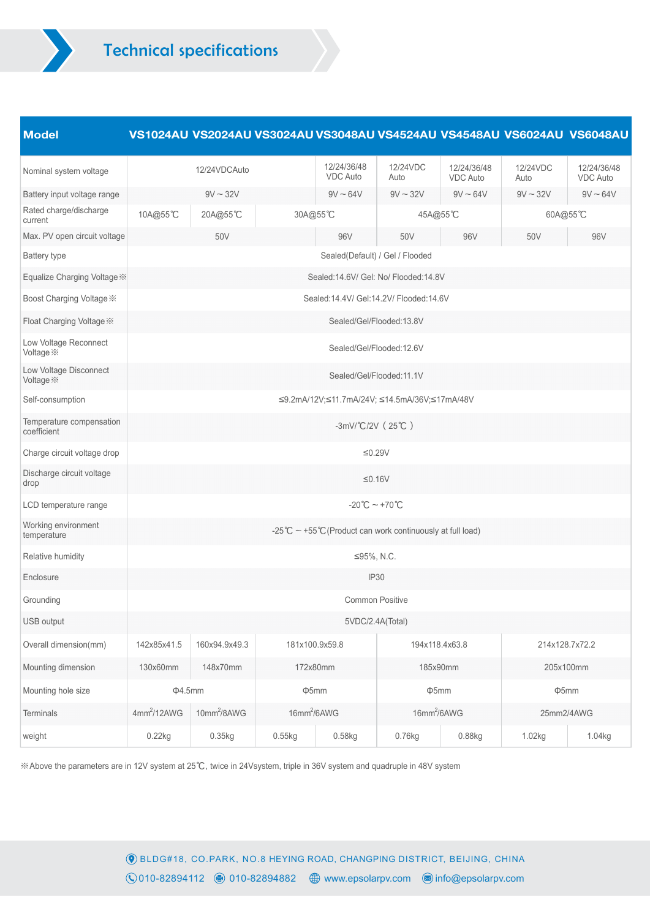# Technical specifications

| Model | VS1024AU | VS2024AU | VS3024AU | VS3048AU | VS4524AU | VS4548AU | VS6024AU | VS6048AU |
|---|---|---|---|---|---|---|---|---|
| Nominal system voltage | 12/24VDCAuto | | | 12/24/36/48 VDC Auto | 12/24VDC Auto | 12/24/36/48 VDC Auto | 12/24VDC Auto | 12/24/36/48 VDC Auto |
| Battery input voltage range | 9V ~ 32V | | | 9V ~ 64V | 9V ~ 32V | 9V ~ 64V | 9V ~ 32V | 9V ~ 64V |
| Rated charge/discharge current | 10A@55℃ | 20A@55℃ | 30A@55℃ | | 45A@55℃ | | 60A@55℃ | |
| Max. PV open circuit voltage | 50V | | | 96V | 50V | 96V | 50V | 96V |
| Battery type | Sealed(Default) / Gel / Flooded | | | | | | | |
| Equalize Charging Voltage※ | Sealed:14.6V/ Gel: No/ Flooded:14.8V | | | | | | | |
| Boost Charging Voltage※ | Sealed:14.4V/ Gel:14.2V/ Flooded:14.6V | | | | | | | |
| Float Charging Voltage※ | Sealed/Gel/Flooded:13.8V | | | | | | | |
| Low Voltage Reconnect Voltage※ | Sealed/Gel/Flooded:12.6V | | | | | | | |
| Low Voltage Disconnect Voltage※ | Sealed/Gel/Flooded:11.1V | | | | | | | |
| Self-consumption | ≤9.2mA/12V;≤11.7mA/24V; ≤14.5mA/36V;≤17mA/48V | | | | | | | |
| Temperature compensation coefficient | -3mV/℃/2V（25℃） | | | | | | | |
| Charge circuit voltage drop | ≤0.29V | | | | | | | |
| Discharge circuit voltage drop | ≤0.16V | | | | | | | |
| LCD temperature range | -20℃ ~ +70℃ | | | | | | | |
| Working environment temperature | -25℃ ~ +55℃(Product can work continuously at full load) | | | | | | | |
| Relative humidity | ≤95%, N.C. | | | | | | | |
| Enclosure | IP30 | | | | | | | |
| Grounding | Common Positive | | | | | | | |
| USB output | 5VDC/2.4A(Total) | | | | | | | |
| Overall dimension(mm) | 142x85x41.5 | 160x94.9x49.3 | 181x100.9x59.8 | | 194x118.4x63.8 | | 214x128.7x72.2 | |
| Mounting dimension | 130x60mm | 148x70mm | 172x80mm | | 185x90mm | | 205x100mm | |
| Mounting hole size | Φ4.5mm | | Φ5mm | | Φ5mm | | Φ5mm | |
| Terminals | 4mm²/12AWG | 10mm²/8AWG | 16mm²/6AWG | | 16mm²/6AWG | | 25mm2/4AWG | |
| weight | 0.22kg | 0.35kg | 0.55kg | 0.58kg | 0.76kg | 0.88kg | 1.02kg | 1.04kg |

※Above the parameters are in 12V system at 25℃, twice in 24Vsystem, triple in 36V system and quadruple in 48V system

BLDG#18, CO.PARK, NO.8 HEYING ROAD, CHANGPING DISTRICT, BEIJING, CHINA

010-82894112 010-82894882 www.epsolarpv.com info@epsolarpv.com